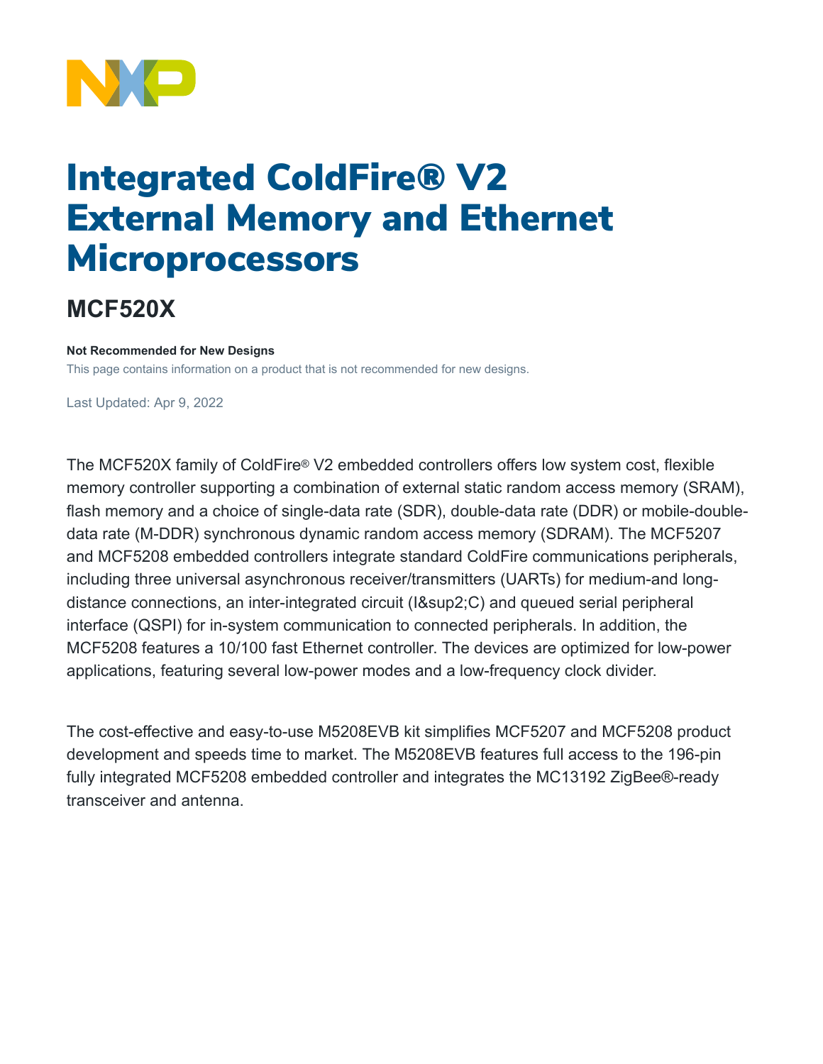# Integrated ColdFire® V2 External Memory and Ethernet Microprocessors

## MCF520X

**Not Recommended for New Designs**

This page contains information on a product that is not recommended for new designs.

Last Updated: Apr 9, 2022

The MCF520X family of ColdFire® V2 embedded controllers offers low system cost, flexible memory controller supporting a combination of external static random access memory (SRAM), flash memory and a choice of single-data rate (SDR), double-data rate (DDR) or mobile-double-data rate (M-DDR) synchronous dynamic random access memory (SDRAM). The MCF5207 and MCF5208 embedded controllers integrate standard ColdFire communications peripherals, including three universal asynchronous receiver/transmitters (UARTs) for medium-and long-distance connections, an inter-integrated circuit (I&sup2;C) and queued serial peripheral interface (QSPI) for in-system communication to connected peripherals. In addition, the MCF5208 features a 10/100 fast Ethernet controller. The devices are optimized for low-power applications, featuring several low-power modes and a low-frequency clock divider.

The cost-effective and easy-to-use M5208EVB kit simplifies MCF5207 and MCF5208 product development and speeds time to market. The M5208EVB features full access to the 196-pin fully integrated MCF5208 embedded controller and integrates the MC13192 ZigBee®-ready transceiver and antenna.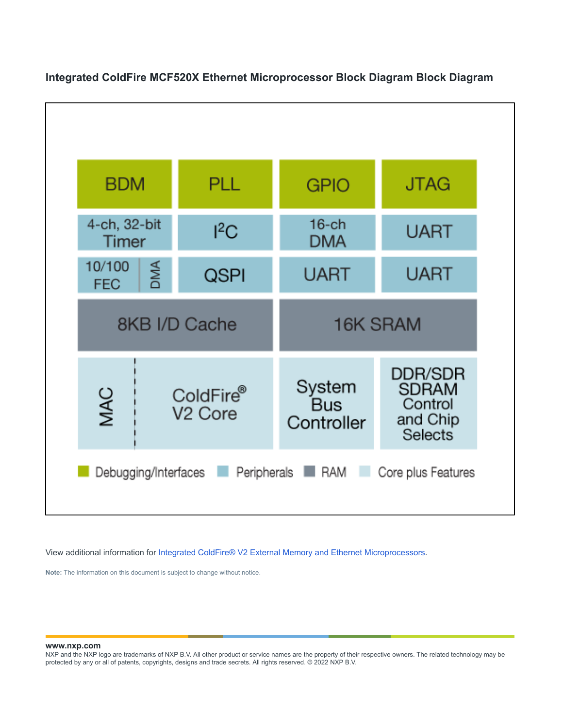## Integrated ColdFire MCF520X Ethernet Microprocessor Block Diagram Block Diagram

BDM
PLL
GPIO
JTAG
4-ch, 32-bit Timer
I²C
16-ch DMA
UART
10/100 FEC
DMA
QSPI
UART
UART
8KB I/D Cache
16K SRAM
MAC
ColdFire® V2 Core
System Bus Controller
DDR/SDR SDRAM Control and Chip Selects

Debugging/Interfaces
Peripherals
RAM
Core plus Features

View additional information for Integrated ColdFire® V2 External Memory and Ethernet Microprocessors.

**Note:** The information on this document is subject to change without notice.

**www.nxp.com**

NXP and the NXP logo are trademarks of NXP B.V. All other product or service names are the property of their respective owners. The related technology may be protected by any or all of patents, copyrights, designs and trade secrets. All rights reserved. © 2022 NXP B.V.